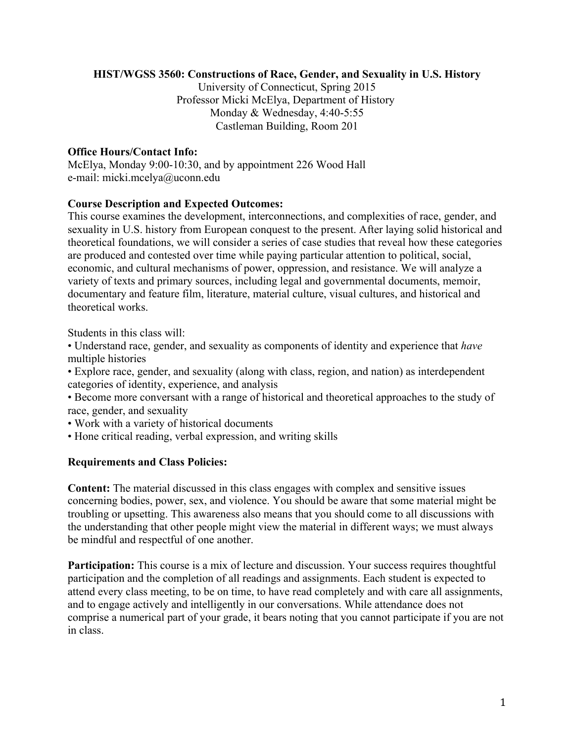# HIST/WGSS 3560: Constructions of Race, Gender, and Sexuality in U.S. History

University of Connecticut, Spring 2015
Professor Micki McElya, Department of History
Monday & Wednesday, 4:40-5:55
Castleman Building, Room 201

**Office Hours/Contact Info:**
McElya, Monday 9:00-10:30, and by appointment 226 Wood Hall
e-mail: micki.mcelya@uconn.edu

**Course Description and Expected Outcomes:**
This course examines the development, interconnections, and complexities of race, gender, and sexuality in U.S. history from European conquest to the present. After laying solid historical and theoretical foundations, we will consider a series of case studies that reveal how these categories are produced and contested over time while paying particular attention to political, social, economic, and cultural mechanisms of power, oppression, and resistance. We will analyze a variety of texts and primary sources, including legal and governmental documents, memoir, documentary and feature film, literature, material culture, visual cultures, and historical and theoretical works.

Students in this class will:

- Understand race, gender, and sexuality as components of identity and experience that *have* multiple histories
- Explore race, gender, and sexuality (along with class, region, and nation) as interdependent categories of identity, experience, and analysis
- Become more conversant with a range of historical and theoretical approaches to the study of race, gender, and sexuality
- Work with a variety of historical documents
- Hone critical reading, verbal expression, and writing skills

**Requirements and Class Policies:**

**Content:** The material discussed in this class engages with complex and sensitive issues concerning bodies, power, sex, and violence. You should be aware that some material might be troubling or upsetting. This awareness also means that you should come to all discussions with the understanding that other people might view the material in different ways; we must always be mindful and respectful of one another.

**Participation:** This course is a mix of lecture and discussion. Your success requires thoughtful participation and the completion of all readings and assignments. Each student is expected to attend every class meeting, to be on time, to have read completely and with care all assignments, and to engage actively and intelligently in our conversations. While attendance does not comprise a numerical part of your grade, it bears noting that you cannot participate if you are not in class.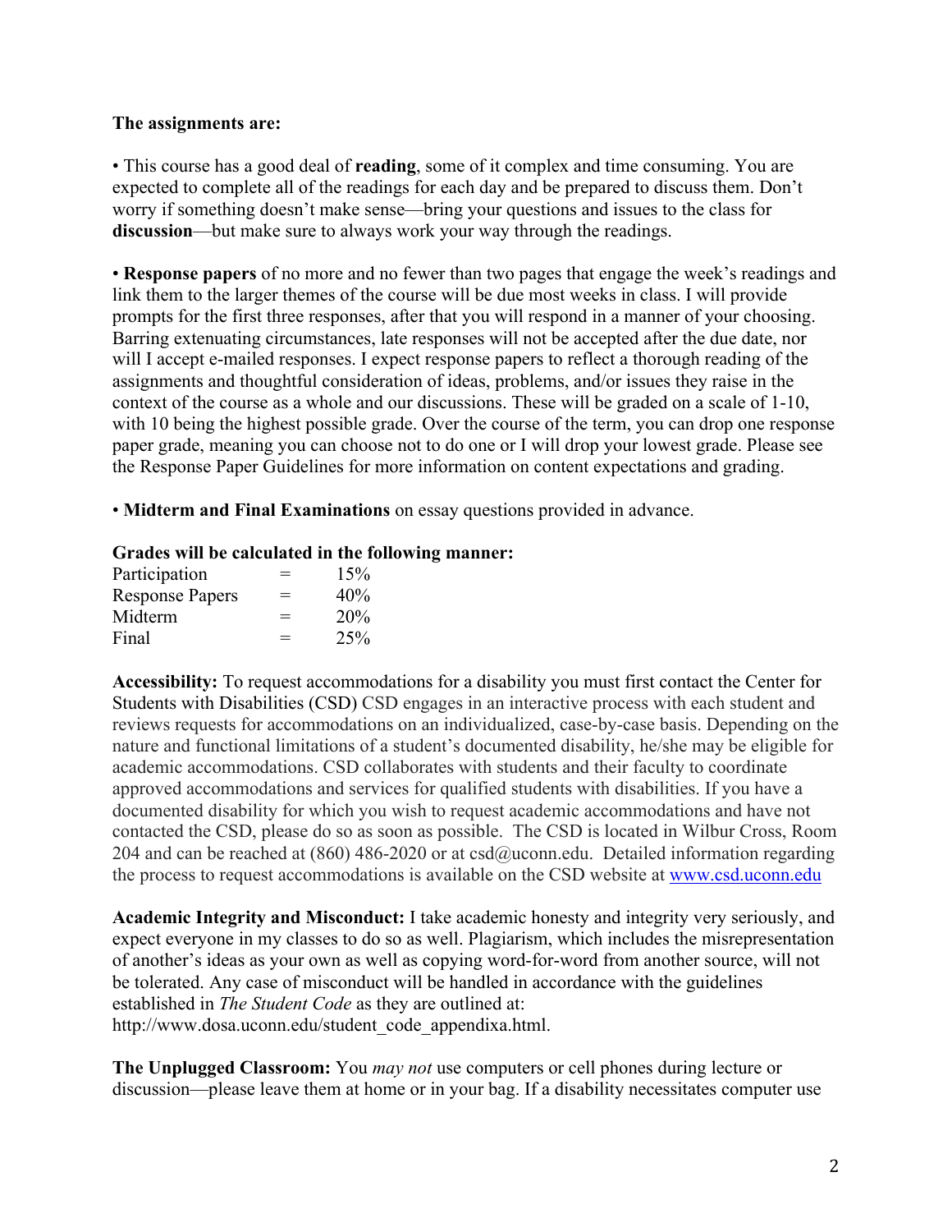**The assignments are:**

• This course has a good deal of **reading**, some of it complex and time consuming. You are expected to complete all of the readings for each day and be prepared to discuss them. Don't worry if something doesn't make sense—bring your questions and issues to the class for **discussion**—but make sure to always work your way through the readings.

• **Response papers** of no more and no fewer than two pages that engage the week's readings and link them to the larger themes of the course will be due most weeks in class. I will provide prompts for the first three responses, after that you will respond in a manner of your choosing. Barring extenuating circumstances, late responses will not be accepted after the due date, nor will I accept e-mailed responses. I expect response papers to reflect a thorough reading of the assignments and thoughtful consideration of ideas, problems, and/or issues they raise in the context of the course as a whole and our discussions. These will be graded on a scale of 1-10, with 10 being the highest possible grade. Over the course of the term, you can drop one response paper grade, meaning you can choose not to do one or I will drop your lowest grade. Please see the Response Paper Guidelines for more information on content expectations and grading.

• **Midterm and Final Examinations** on essay questions provided in advance.

**Grades will be calculated in the following manner:**

| | | |
|---|---|---|
| Participation | = | 15% |
| Response Papers | = | 40% |
| Midterm | = | 20% |
| Final | = | 25% |

**Accessibility:** To request accommodations for a disability you must first contact the Center for Students with Disabilities (CSD) CSD engages in an interactive process with each student and reviews requests for accommodations on an individualized, case-by-case basis. Depending on the nature and functional limitations of a student's documented disability, he/she may be eligible for academic accommodations. CSD collaborates with students and their faculty to coordinate approved accommodations and services for qualified students with disabilities. If you have a documented disability for which you wish to request academic accommodations and have not contacted the CSD, please do so as soon as possible. The CSD is located in Wilbur Cross, Room 204 and can be reached at (860) 486-2020 or at csd@uconn.edu. Detailed information regarding the process to request accommodations is available on the CSD website at www.csd.uconn.edu

**Academic Integrity and Misconduct:** I take academic honesty and integrity very seriously, and expect everyone in my classes to do so as well. Plagiarism, which includes the misrepresentation of another's ideas as your own as well as copying word-for-word from another source, will not be tolerated. Any case of misconduct will be handled in accordance with the guidelines established in *The Student Code* as they are outlined at: http://www.dosa.uconn.edu/student_code_appendixa.html.

**The Unplugged Classroom:** You *may not* use computers or cell phones during lecture or discussion—please leave them at home or in your bag. If a disability necessitates computer use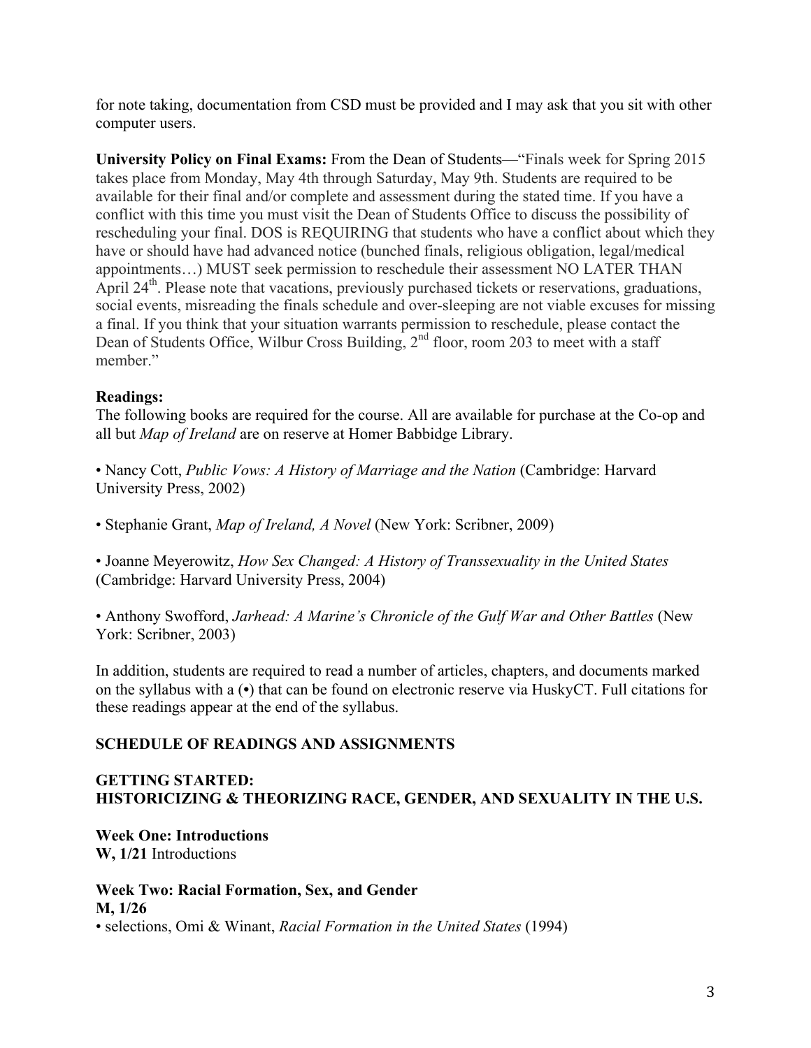for note taking, documentation from CSD must be provided and I may ask that you sit with other computer users.

**University Policy on Final Exams:** From the Dean of Students—"Finals week for Spring 2015 takes place from Monday, May 4th through Saturday, May 9th. Students are required to be available for their final and/or complete and assessment during the stated time. If you have a conflict with this time you must visit the Dean of Students Office to discuss the possibility of rescheduling your final. DOS is REQUIRING that students who have a conflict about which they have or should have had advanced notice (bunched finals, religious obligation, legal/medical appointments…) MUST seek permission to reschedule their assessment NO LATER THAN April 24th. Please note that vacations, previously purchased tickets or reservations, graduations, social events, misreading the finals schedule and over-sleeping are not viable excuses for missing a final. If you think that your situation warrants permission to reschedule, please contact the Dean of Students Office, Wilbur Cross Building, 2nd floor, room 203 to meet with a staff member."

**Readings:**
The following books are required for the course. All are available for purchase at the Co-op and all but *Map of Ireland* are on reserve at Homer Babbidge Library.

• Nancy Cott, *Public Vows: A History of Marriage and the Nation* (Cambridge: Harvard University Press, 2002)

• Stephanie Grant, *Map of Ireland, A Novel* (New York: Scribner, 2009)

• Joanne Meyerowitz, *How Sex Changed: A History of Transsexuality in the United States* (Cambridge: Harvard University Press, 2004)

• Anthony Swofford, *Jarhead: A Marine's Chronicle of the Gulf War and Other Battles* (New York: Scribner, 2003)

In addition, students are required to read a number of articles, chapters, and documents marked on the syllabus with a (•) that can be found on electronic reserve via HuskyCT. Full citations for these readings appear at the end of the syllabus.

## SCHEDULE OF READINGS AND ASSIGNMENTS

### GETTING STARTED: HISTORICIZING & THEORIZING RACE, GENDER, AND SEXUALITY IN THE U.S.

**Week One: Introductions**
**W, 1/21** Introductions

**Week Two: Racial Formation, Sex, and Gender**
**M, 1/26**
• selections, Omi & Winant, *Racial Formation in the United States* (1994)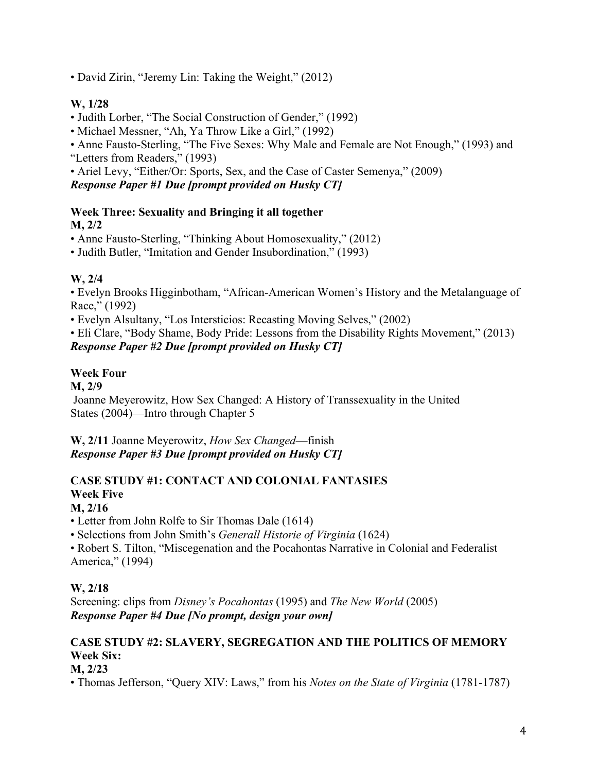• David Zirin, "Jeremy Lin: Taking the Weight," (2012)

**W, 1/28**

• Judith Lorber, "The Social Construction of Gender," (1992)
• Michael Messner, "Ah, Ya Throw Like a Girl," (1992)
• Anne Fausto-Sterling, "The Five Sexes: Why Male and Female are Not Enough," (1993) and "Letters from Readers," (1993)
• Ariel Levy, "Either/Or: Sports, Sex, and the Case of Caster Semenya," (2009)

***Response Paper #1 Due [prompt provided on Husky CT]***

**Week Three: Sexuality and Bringing it all together**
**M, 2/2**

• Anne Fausto-Sterling, "Thinking About Homosexuality," (2012)
• Judith Butler, "Imitation and Gender Insubordination," (1993)

**W, 2/4**

• Evelyn Brooks Higginbotham, "African-American Women's History and the Metalanguage of Race," (1992)
• Evelyn Alsultany, "Los Intersticios: Recasting Moving Selves," (2002)
• Eli Clare, "Body Shame, Body Pride: Lessons from the Disability Rights Movement," (2013)

***Response Paper #2 Due [prompt provided on Husky CT]***

**Week Four**
**M, 2/9**

Joanne Meyerowitz, How Sex Changed: A History of Transsexuality in the United States (2004)—Intro through Chapter 5

**W, 2/11** Joanne Meyerowitz, *How Sex Changed*—finish

***Response Paper #3 Due [prompt provided on Husky CT]***

**CASE STUDY #1: CONTACT AND COLONIAL FANTASIES**
**Week Five**
**M, 2/16**

• Letter from John Rolfe to Sir Thomas Dale (1614)
• Selections from John Smith's *Generall Historie of Virginia* (1624)
• Robert S. Tilton, "Miscegenation and the Pocahontas Narrative in Colonial and Federalist America," (1994)

**W, 2/18**

Screening: clips from *Disney's Pocahontas* (1995) and *The New World* (2005)

***Response Paper #4 Due [No prompt, design your own]***

**CASE STUDY #2: SLAVERY, SEGREGATION AND THE POLITICS OF MEMORY**
**Week Six:**
**M, 2/23**

• Thomas Jefferson, "Query XIV: Laws," from his *Notes on the State of Virginia* (1781-1787)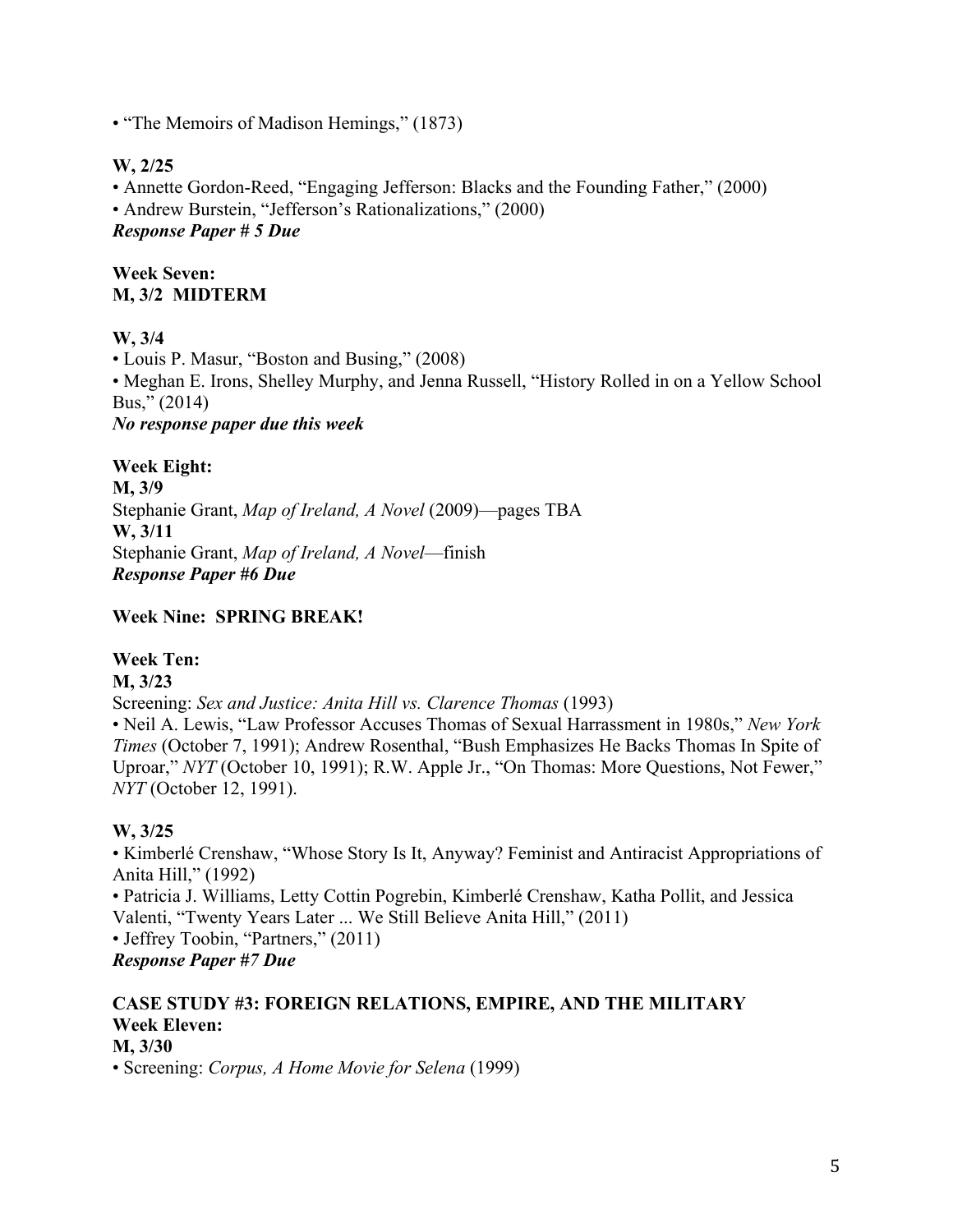• "The Memoirs of Madison Hemings," (1873)

**W, 2/25**
• Annette Gordon-Reed, "Engaging Jefferson: Blacks and the Founding Father," (2000)
• Andrew Burstein, "Jefferson's Rationalizations," (2000)
***Response Paper # 5 Due***

**Week Seven:**
**M, 3/2 MIDTERM**

**W, 3/4**
• Louis P. Masur, "Boston and Busing," (2008)
• Meghan E. Irons, Shelley Murphy, and Jenna Russell, "History Rolled in on a Yellow School Bus," (2014)
***No response paper due this week***

**Week Eight:**
**M, 3/9**
Stephanie Grant, *Map of Ireland, A Novel* (2009)—pages TBA
**W, 3/11**
Stephanie Grant, *Map of Ireland, A Novel*—finish
***Response Paper #6 Due***

**Week Nine: SPRING BREAK!**

**Week Ten:**
**M, 3/23**
Screening: *Sex and Justice: Anita Hill vs. Clarence Thomas* (1993)
• Neil A. Lewis, "Law Professor Accuses Thomas of Sexual Harrassment in 1980s," *New York Times* (October 7, 1991); Andrew Rosenthal, "Bush Emphasizes He Backs Thomas In Spite of Uproar," *NYT* (October 10, 1991); R.W. Apple Jr., "On Thomas: More Questions, Not Fewer," *NYT* (October 12, 1991).

**W, 3/25**
• Kimberlé Crenshaw, "Whose Story Is It, Anyway? Feminist and Antiracist Appropriations of Anita Hill," (1992)
• Patricia J. Williams, Letty Cottin Pogrebin, Kimberlé Crenshaw, Katha Pollit, and Jessica Valenti, "Twenty Years Later ... We Still Believe Anita Hill," (2011)
• Jeffrey Toobin, "Partners," (2011)
***Response Paper #7 Due***

**CASE STUDY #3: FOREIGN RELATIONS, EMPIRE, AND THE MILITARY**
**Week Eleven:**
**M, 3/30**
• Screening: *Corpus, A Home Movie for Selena* (1999)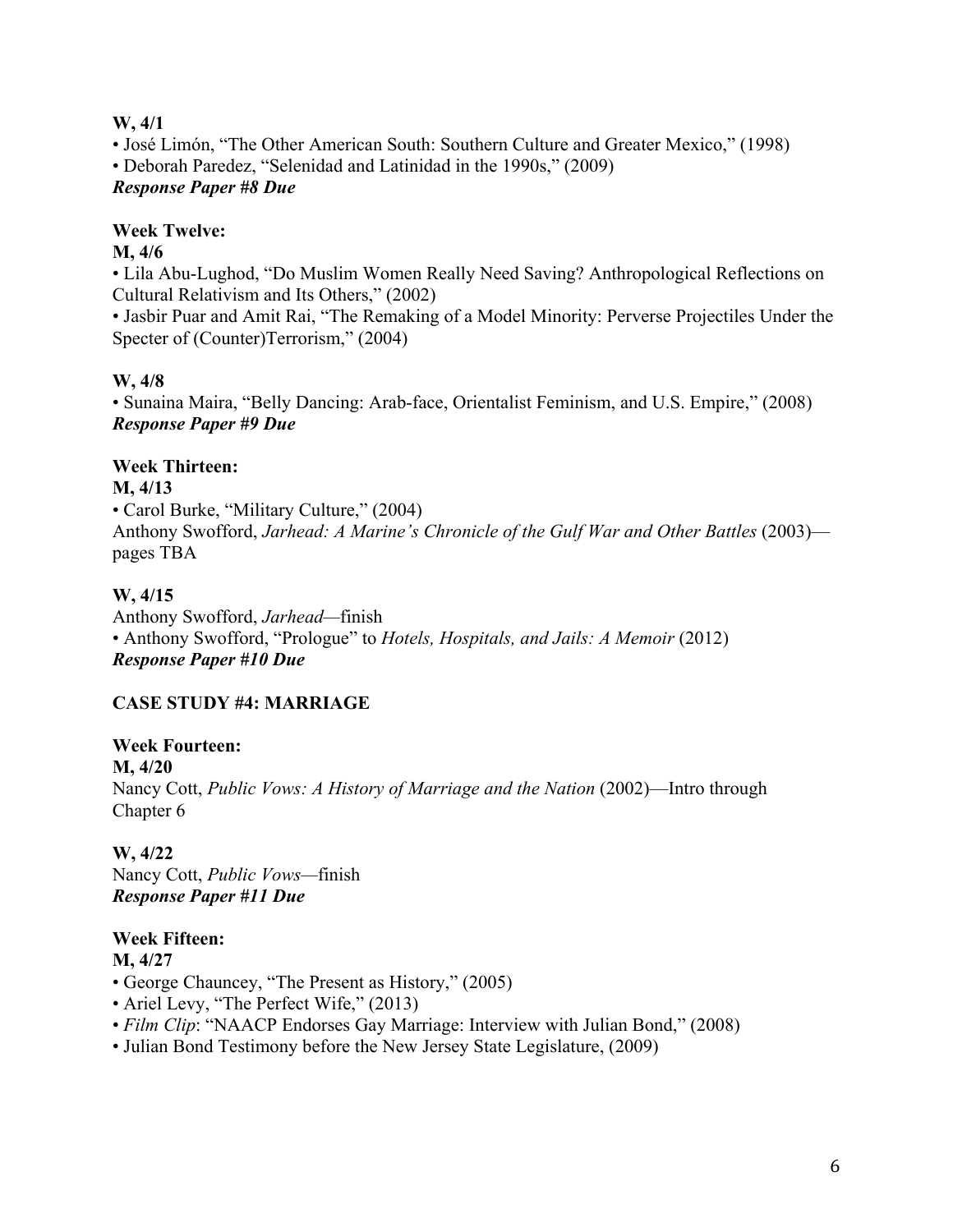**W, 4/1**
- José Limón, "The Other American South: Southern Culture and Greater Mexico," (1998)
- Deborah Paredez, "Selenidad and Latinidad in the 1990s," (2009)

***Response Paper #8 Due***

**Week Twelve:**

**M, 4/6**
- Lila Abu-Lughod, "Do Muslim Women Really Need Saving? Anthropological Reflections on Cultural Relativism and Its Others," (2002)
- Jasbir Puar and Amit Rai, "The Remaking of a Model Minority: Perverse Projectiles Under the Specter of (Counter)Terrorism," (2004)

**W, 4/8**
- Sunaina Maira, "Belly Dancing: Arab-face, Orientalist Feminism, and U.S. Empire," (2008)

***Response Paper #9 Due***

**Week Thirteen:**

**M, 4/13**
- Carol Burke, "Military Culture," (2004)

Anthony Swofford, *Jarhead: A Marine's Chronicle of the Gulf War and Other Battles* (2003)—pages TBA

**W, 4/15**

Anthony Swofford, *Jarhead*—finish
- Anthony Swofford, "Prologue" to *Hotels, Hospitals, and Jails: A Memoir* (2012)

***Response Paper #10 Due***

**CASE STUDY #4: MARRIAGE**

**Week Fourteen:**

**M, 4/20**

Nancy Cott, *Public Vows: A History of Marriage and the Nation* (2002)—Intro through Chapter 6

**W, 4/22**

Nancy Cott, *Public Vows*—finish

***Response Paper #11 Due***

**Week Fifteen:**

**M, 4/27**
- George Chauncey, "The Present as History," (2005)
- Ariel Levy, "The Perfect Wife," (2013)
- *Film Clip*: "NAACP Endorses Gay Marriage: Interview with Julian Bond," (2008)
- Julian Bond Testimony before the New Jersey State Legislature, (2009)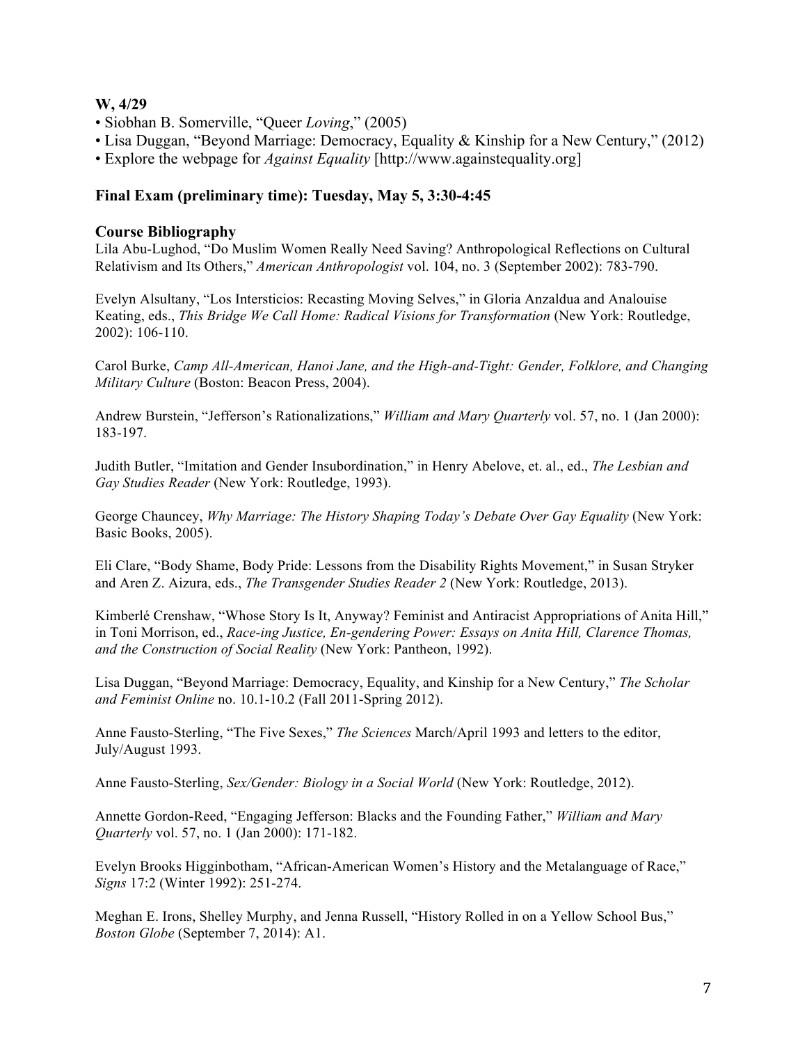**W, 4/29**

- Siobhan B. Somerville, "Queer *Loving*," (2005)
- Lisa Duggan, "Beyond Marriage: Democracy, Equality & Kinship for a New Century," (2012)
- Explore the webpage for *Against Equality* [http://www.againstequality.org]

**Final Exam (preliminary time): Tuesday, May 5, 3:30-4:45**

**Course Bibliography**

Lila Abu-Lughod, "Do Muslim Women Really Need Saving? Anthropological Reflections on Cultural Relativism and Its Others," *American Anthropologist* vol. 104, no. 3 (September 2002): 783-790.

Evelyn Alsultany, "Los Intersticios: Recasting Moving Selves," in Gloria Anzaldua and Analouise Keating, eds., *This Bridge We Call Home: Radical Visions for Transformation* (New York: Routledge, 2002): 106-110.

Carol Burke, *Camp All-American, Hanoi Jane, and the High-and-Tight: Gender, Folklore, and Changing Military Culture* (Boston: Beacon Press, 2004).

Andrew Burstein, "Jefferson's Rationalizations," *William and Mary Quarterly* vol. 57, no. 1 (Jan 2000): 183-197.

Judith Butler, "Imitation and Gender Insubordination," in Henry Abelove, et. al., ed., *The Lesbian and Gay Studies Reader* (New York: Routledge, 1993).

George Chauncey, *Why Marriage: The History Shaping Today's Debate Over Gay Equality* (New York: Basic Books, 2005).

Eli Clare, "Body Shame, Body Pride: Lessons from the Disability Rights Movement," in Susan Stryker and Aren Z. Aizura, eds., *The Transgender Studies Reader 2* (New York: Routledge, 2013).

Kimberlé Crenshaw, "Whose Story Is It, Anyway? Feminist and Antiracist Appropriations of Anita Hill," in Toni Morrison, ed., *Race-ing Justice, En-gendering Power: Essays on Anita Hill, Clarence Thomas, and the Construction of Social Reality* (New York: Pantheon, 1992).

Lisa Duggan, "Beyond Marriage: Democracy, Equality, and Kinship for a New Century," *The Scholar and Feminist Online* no. 10.1-10.2 (Fall 2011-Spring 2012).

Anne Fausto-Sterling, "The Five Sexes," *The Sciences* March/April 1993 and letters to the editor, July/August 1993.

Anne Fausto-Sterling, *Sex/Gender: Biology in a Social World* (New York: Routledge, 2012).

Annette Gordon-Reed, "Engaging Jefferson: Blacks and the Founding Father," *William and Mary Quarterly* vol. 57, no. 1 (Jan 2000): 171-182.

Evelyn Brooks Higginbotham, "African-American Women's History and the Metalanguage of Race," *Signs* 17:2 (Winter 1992): 251-274.

Meghan E. Irons, Shelley Murphy, and Jenna Russell, "History Rolled in on a Yellow School Bus," *Boston Globe* (September 7, 2014): A1.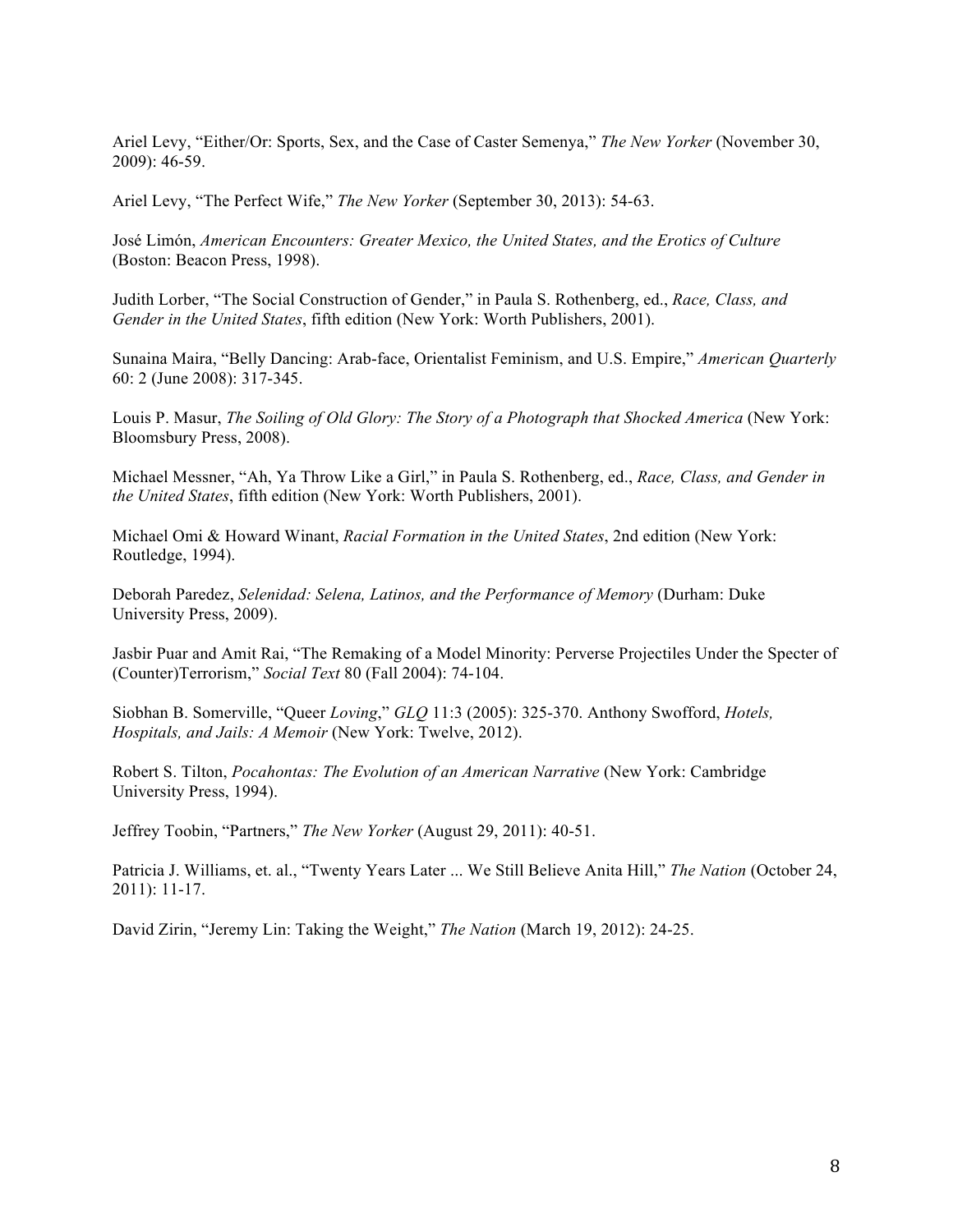Ariel Levy, "Either/Or: Sports, Sex, and the Case of Caster Semenya," *The New Yorker* (November 30, 2009): 46-59.

Ariel Levy, "The Perfect Wife," *The New Yorker* (September 30, 2013): 54-63.

José Limón, *American Encounters: Greater Mexico, the United States, and the Erotics of Culture* (Boston: Beacon Press, 1998).

Judith Lorber, "The Social Construction of Gender," in Paula S. Rothenberg, ed., *Race, Class, and Gender in the United States*, fifth edition (New York: Worth Publishers, 2001).

Sunaina Maira, "Belly Dancing: Arab-face, Orientalist Feminism, and U.S. Empire," *American Quarterly* 60: 2 (June 2008): 317-345.

Louis P. Masur, *The Soiling of Old Glory: The Story of a Photograph that Shocked America* (New York: Bloomsbury Press, 2008).

Michael Messner, "Ah, Ya Throw Like a Girl," in Paula S. Rothenberg, ed., *Race, Class, and Gender in the United States*, fifth edition (New York: Worth Publishers, 2001).

Michael Omi & Howard Winant, *Racial Formation in the United States*, 2nd edition (New York: Routledge, 1994).

Deborah Paredez, *Selenidad: Selena, Latinos, and the Performance of Memory* (Durham: Duke University Press, 2009).

Jasbir Puar and Amit Rai, "The Remaking of a Model Minority: Perverse Projectiles Under the Specter of (Counter)Terrorism," *Social Text* 80 (Fall 2004): 74-104.

Siobhan B. Somerville, "Queer *Loving*," *GLQ* 11:3 (2005): 325-370. Anthony Swofford, *Hotels, Hospitals, and Jails: A Memoir* (New York: Twelve, 2012).

Robert S. Tilton, *Pocahontas: The Evolution of an American Narrative* (New York: Cambridge University Press, 1994).

Jeffrey Toobin, "Partners," *The New Yorker* (August 29, 2011): 40-51.

Patricia J. Williams, et. al., "Twenty Years Later ... We Still Believe Anita Hill," *The Nation* (October 24, 2011): 11-17.

David Zirin, "Jeremy Lin: Taking the Weight," *The Nation* (March 19, 2012): 24-25.